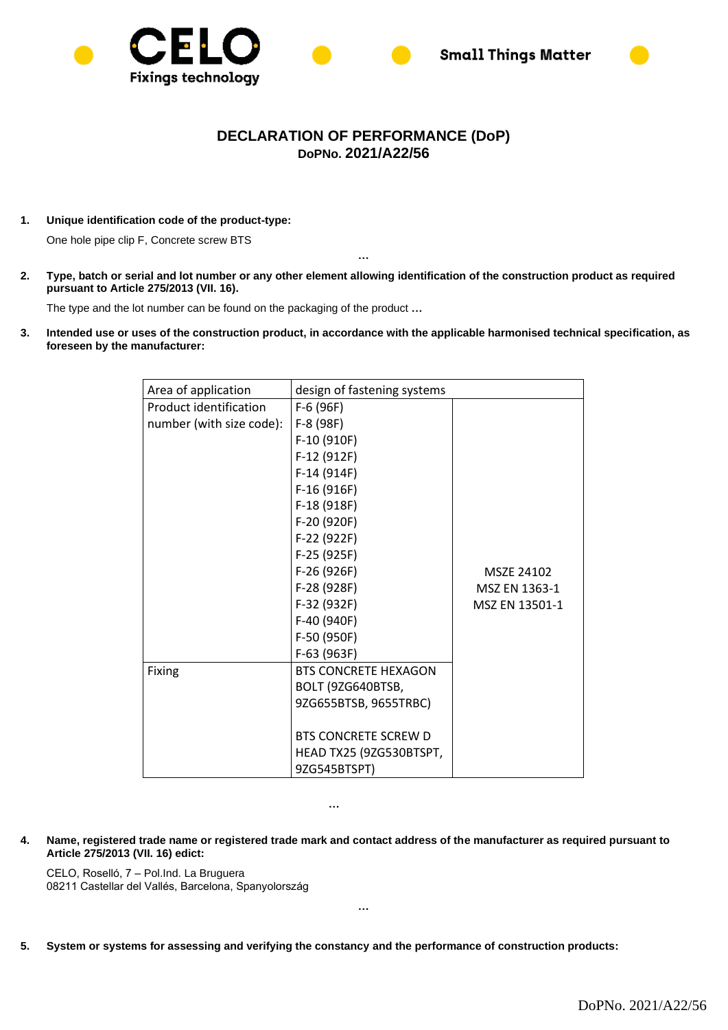CELO Fixings technology — Small Things Matter

# DECLARATION OF PERFORMANCE (DoP)

## DoPNo. 2021/A22/56

1. **Unique identification code of the product-type:**

   One hole pipe clip F, Concrete screw BTS

…

2. **Type, batch or serial and lot number or any other element allowing identification of the construction product as required pursuant to Article 275/2013 (VII. 16).**

   The type and the lot number can be found on the packaging of the product …

3. **Intended use or uses of the construction product, in accordance with the applicable harmonised technical specification, as foreseen by the manufacturer:**

| Area of application | design of fastening systems | |
|---|---|---|
| Product identification number (with size code): | F-6 (96F)<br>F-8 (98F)<br>F-10 (910F)<br>F-12 (912F)<br>F-14 (914F)<br>F-16 (916F)<br>F-18 (918F)<br>F-20 (920F)<br>F-22 (922F)<br>F-25 (925F)<br>F-26 (926F)<br>F-28 (928F)<br>F-32 (932F)<br>F-40 (940F)<br>F-50 (950F)<br>F-63 (963F) | MSZE 24102<br>MSZ EN 1363-1<br>MSZ EN 13501-1 |
| Fixing | BTS CONCRETE HEXAGON BOLT (9ZG640BTSB, 9ZG655BTSB, 9655TRBC)<br><br>BTS CONCRETE SCREW D HEAD TX25 (9ZG530BTSPT, 9ZG545BTSPT) | |

…

4. **Name, registered trade name or registered trade mark and contact address of the manufacturer as required pursuant to Article 275/2013 (VII. 16) edict:**

   CELO, Roselló, 7 – Pol.Ind. La Bruguera
   08211 Castellar del Vallés, Barcelona, Spanyolország

…

5. **System or systems for assessing and verifying the constancy and the performance of construction products:**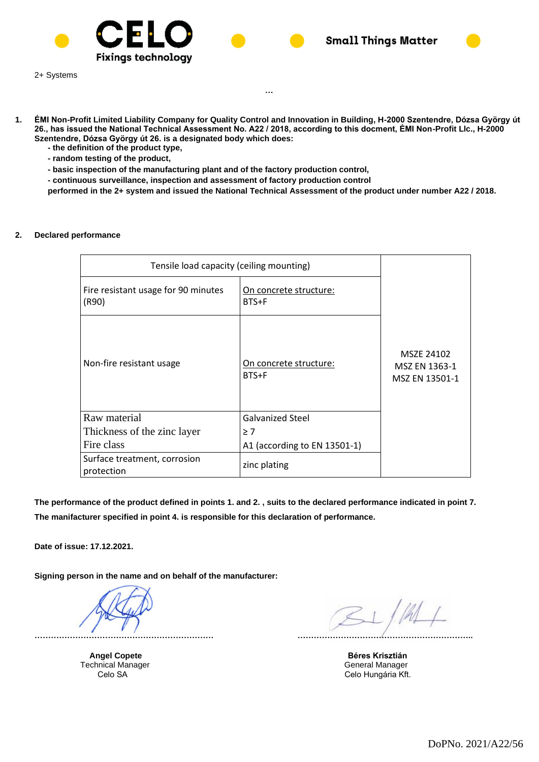2+ Systems

...

1. **ÉMI Non-Profit Limited Liability Company for Quality Control and Innovation in Building, H-2000 Szentendre, Dózsa György út 26., has issued the National Technical Assessment No. A22 / 2018, according to this docment, ÉMI Non-Profit Llc., H-2000 Szentendre, Dózsa György út 26. is a designated body which does:**
   - **the definition of the product type,**
   - **random testing of the product,**
   - **basic inspection of the manufacturing plant and of the factory production control,**
   - **continuous surveillance, inspection and assessment of factory production control**

   **performed in the 2+ system and issued the National Technical Assessment of the product under number A22 / 2018.**

2. **Declared performance**

| Tensile load capacity (ceiling mounting) | | |
|---|---|---|
| Fire resistant usage for 90 minutes (R90) | On concrete structure: BTS+F | MSZE 24102<br>MSZ EN 1363-1<br>MSZ EN 13501-1 |
| Non-fire resistant usage | On concrete structure: BTS+F | |
| Raw material<br>Thickness of the zinc layer<br>Fire class | Galvanized Steel<br>≥ 7<br>A1 (according to EN 13501-1) | |
| Surface treatment, corrosion protection | zinc plating | |

**The performance of the product defined in points 1. and 2. , suits to the declared performance indicated in point 7.**

**The manufacturer specified in point 4. is responsible for this declaration of performance.**

**Date of issue: 17.12.2021.**

**Signing person in the name and on behalf of the manufacturer:**

**Angel Copete**
Technical Manager
Celo SA

**Béres Krisztián**
General Manager
Celo Hungária Kft.

DoPNo. 2021/A22/56